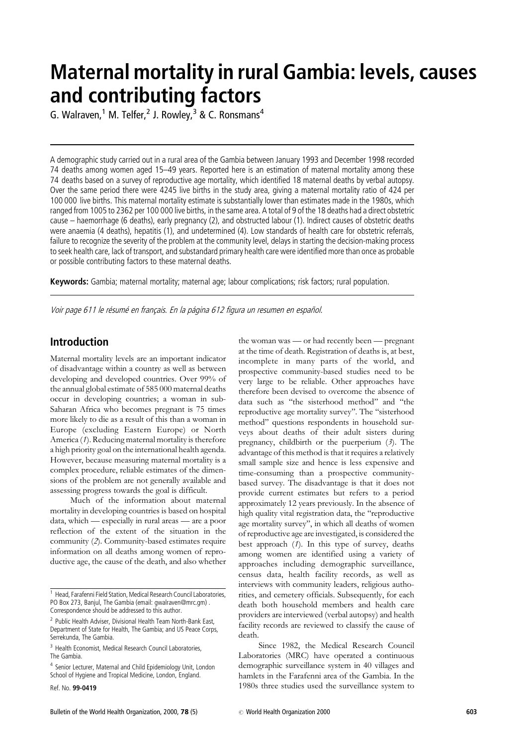# Maternal mortality in rural Gambia: levels, causes and contributing factors

G. Walraven,[1] M. Telfer,[2] J. Rowley,[3] & C. Ronsmans[4]

A demographic study carried out in a rural area of the Gambia between January 1993 and December 1998 recorded 74 deaths among women aged 15–49 years. Reported here is an estimation of maternal mortality among these 74 deaths based on a survey of reproductive age mortality, which identified 18 maternal deaths by verbal autopsy. Over the same period there were 4245 live births in the study area, giving a maternal mortality ratio of 424 per 100 000 live births. This maternal mortality estimate is substantially lower than estimates made in the 1980s, which ranged from 1005 to 2362 per 100 000 live births, in the same area. A total of 9 of the 18 deaths had a direct obstetric cause – haemorrhage (6 deaths), early pregnancy (2), and obstructed labour (1). Indirect causes of obstetric deaths were anaemia (4 deaths), hepatitis (1), and undetermined (4). Low standards of health care for obstetric referrals, failure to recognize the severity of the problem at the community level, delays in starting the decision-making process to seek health care, lack of transport, and substandard primary health care were identified more than once as probable or possible contributing factors to these maternal deaths.

**Keywords:** Gambia; maternal mortality; maternal age; labour complications; risk factors; rural population.

*Voir page 611 le résumé en français. En la página 612 figura un resumen en español.*

## Introduction

Maternal mortality levels are an important indicator of disadvantage within a country as well as between developing and developed countries. Over 99% of the annual global estimate of 585 000 maternal deaths occur in developing countries; a woman in sub-Saharan Africa who becomes pregnant is 75 times more likely to die as a result of this than a woman in Europe (excluding Eastern Europe) or North America (*1*). Reducing maternal mortality is therefore a high priority goal on the international health agenda. However, because measuring maternal mortality is a complex procedure, reliable estimates of the dimensions of the problem are not generally available and assessing progress towards the goal is difficult.

Much of the information about maternal mortality in developing countries is based on hospital data, which — especially in rural areas — are a poor reflection of the extent of the situation in the community (*2*). Community-based estimates require information on all deaths among women of reproductive age, the cause of the death, and also whether the woman was — or had recently been — pregnant at the time of death. Registration of deaths is, at best, incomplete in many parts of the world, and prospective community-based studies need to be very large to be reliable. Other approaches have therefore been devised to overcome the absence of data such as "the sisterhood method" and "the reproductive age mortality survey". The "sisterhood method" questions respondents in household surveys about deaths of their adult sisters during pregnancy, childbirth or the puerperium (*3*). The advantage of this method is that it requires a relatively small sample size and hence is less expensive and time-consuming than a prospective community-based survey. The disadvantage is that it does not provide current estimates but refers to a period approximately 12 years previously. In the absence of high quality vital registration data, the "reproductive age mortality survey", in which all deaths of women of reproductive age are investigated, is considered the best approach (*1*). In this type of survey, deaths among women are identified using a variety of approaches including demographic surveillance, census data, health facility records, as well as interviews with community leaders, religious authorities, and cemetery officials. Subsequently, for each death both household members and health care providers are interviewed (verbal autopsy) and health facility records are reviewed to classify the cause of death.

Since 1982, the Medical Research Council Laboratories (MRC) have operated a continuous demographic surveillance system in 40 villages and hamlets in the Farafenni area of the Gambia. In the 1980s three studies used the surveillance system to

---

[1] Head, Farafenni Field Station, Medical Research Council Laboratories, PO Box 273, Banjul, The Gambia (email: gwalraven@mrc.gm). Correspondence should be addressed to this author.

[2] Public Health Adviser, Divisional Health Team North-Bank East, Department of State for Health, The Gambia; and US Peace Corps, Serrekunda, The Gambia.

[3] Health Economist, Medical Research Council Laboratories, The Gambia.

[4] Senior Lecturer, Maternal and Child Epidemiology Unit, London School of Hygiene and Tropical Medicine, London, England.

Ref. No. **99-0419**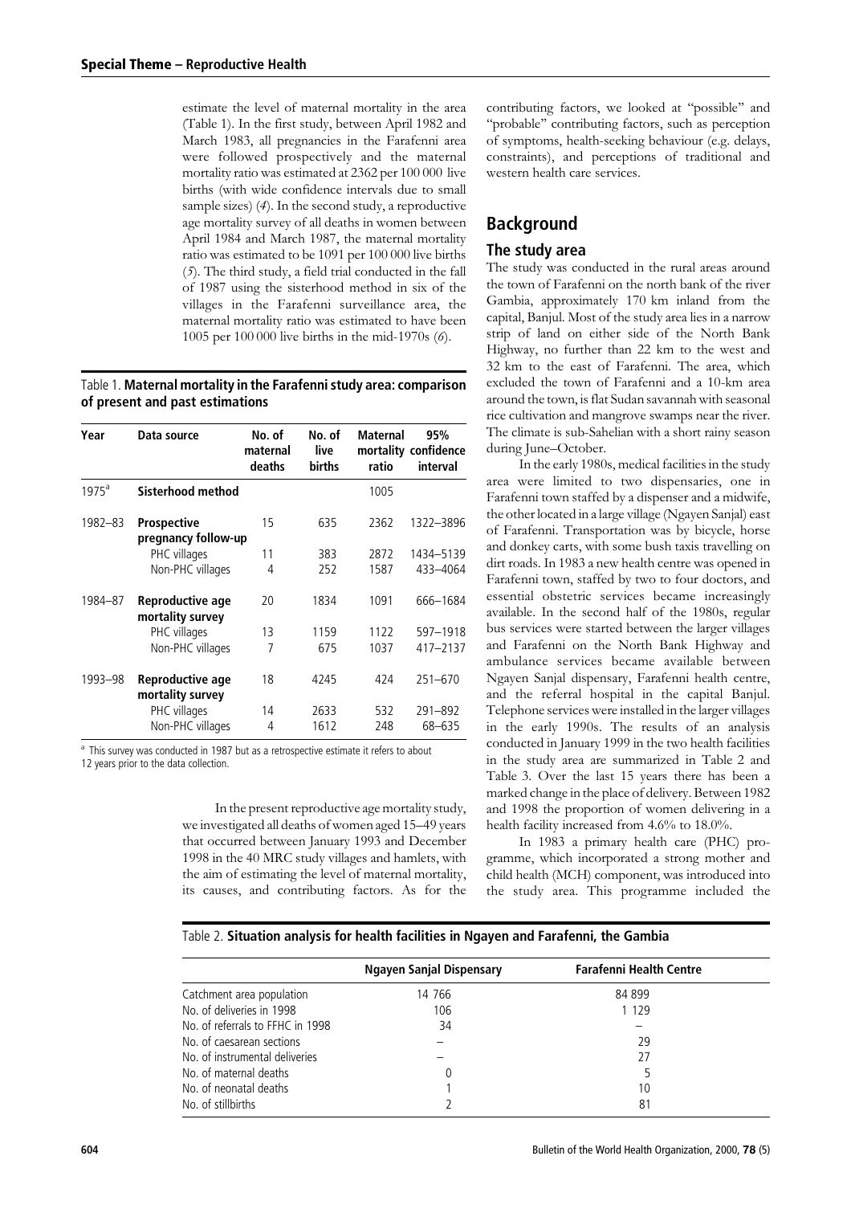estimate the level of maternal mortality in the area (Table 1). In the first study, between April 1982 and March 1983, all pregnancies in the Farafenni area were followed prospectively and the maternal mortality ratio was estimated at 2362 per 100 000 live births (with wide confidence intervals due to small sample sizes) (*4*). In the second study, a reproductive age mortality survey of all deaths in women between April 1984 and March 1987, the maternal mortality ratio was estimated to be 1091 per 100 000 live births (*5*). The third study, a field trial conducted in the fall of 1987 using the sisterhood method in six of the villages in the Farafenni surveillance area, the maternal mortality ratio was estimated to have been 1005 per 100 000 live births in the mid-1970s (*6*).

Table 1. **Maternal mortality in the Farafenni study area: comparison of present and past estimations**

| Year | Data source | No. of maternal deaths | No. of live births | Maternal mortality ratio | 95% confidence interval |
|---|---|---|---|---|---|
| 1975[a] | **Sisterhood method** | | | 1005 | |
| 1982–83 | **Prospective pregnancy follow-up** | 15 | 635 | 2362 | 1322–3896 |
| | PHC villages | 11 | 383 | 2872 | 1434–5139 |
| | Non-PHC villages | 4 | 252 | 1587 | 433–4064 |
| 1984–87 | **Reproductive age mortality survey** | 20 | 1834 | 1091 | 666–1684 |
| | PHC villages | 13 | 1159 | 1122 | 597–1918 |
| | Non-PHC villages | 7 | 675 | 1037 | 417–2137 |
| 1993–98 | **Reproductive age mortality survey** | 18 | 4245 | 424 | 251–670 |
| | PHC villages | 14 | 2633 | 532 | 291–892 |
| | Non-PHC villages | 4 | 1612 | 248 | 68–635 |

[a] This survey was conducted in 1987 but as a retrospective estimate it refers to about 12 years prior to the data collection.

In the present reproductive age mortality study, we investigated all deaths of women aged 15–49 years that occurred between January 1993 and December 1998 in the 40 MRC study villages and hamlets, with the aim of estimating the level of maternal mortality, its causes, and contributing factors. As for the contributing factors, we looked at "possible" and "probable" contributing factors, such as perception of symptoms, health-seeking behaviour (e.g. delays, constraints), and perceptions of traditional and western health care services.

## Background

### The study area

The study was conducted in the rural areas around the town of Farafenni on the north bank of the river Gambia, approximately 170 km inland from the capital, Banjul. Most of the study area lies in a narrow strip of land on either side of the North Bank Highway, no further than 22 km to the west and 32 km to the east of Farafenni. The area, which excluded the town of Farafenni and a 10-km area around the town, is flat Sudan savannah with seasonal rice cultivation and mangrove swamps near the river. The climate is sub-Sahelian with a short rainy season during June–October.

In the early 1980s, medical facilities in the study area were limited to two dispensaries, one in Farafenni town staffed by a dispenser and a midwife, the other located in a large village (Ngayen Sanjal) east of Farafenni. Transportation was by bicycle, horse and donkey carts, with some bush taxis travelling on dirt roads. In 1983 a new health centre was opened in Farafenni town, staffed by two to four doctors, and essential obstetric services became increasingly available. In the second half of the 1980s, regular bus services were started between the larger villages and Farafenni on the North Bank Highway and ambulance services became available between Ngayen Sanjal dispensary, Farafenni health centre, and the referral hospital in the capital Banjul. Telephone services were installed in the larger villages in the early 1990s. The results of an analysis conducted in January 1999 in the two health facilities in the study area are summarized in Table 2 and Table 3. Over the last 15 years there has been a marked change in the place of delivery. Between 1982 and 1998 the proportion of women delivering in a health facility increased from 4.6% to 18.0%.

In 1983 a primary health care (PHC) programme, which incorporated a strong mother and child health (MCH) component, was introduced into the study area. This programme included the

Table 2. **Situation analysis for health facilities in Ngayen and Farafenni, the Gambia**

| | Ngayen Sanjal Dispensary | Farafenni Health Centre |
|---|---|---|
| Catchment area population | 14 766 | 84 899 |
| No. of deliveries in 1998 | 106 | 1 129 |
| No. of referrals to FFHC in 1998 | 34 | – |
| No. of caesarean sections | – | 29 |
| No. of instrumental deliveries | – | 27 |
| No. of maternal deaths | 0 | 5 |
| No. of neonatal deaths | 1 | 10 |
| No. of stillbirths | 2 | 81 |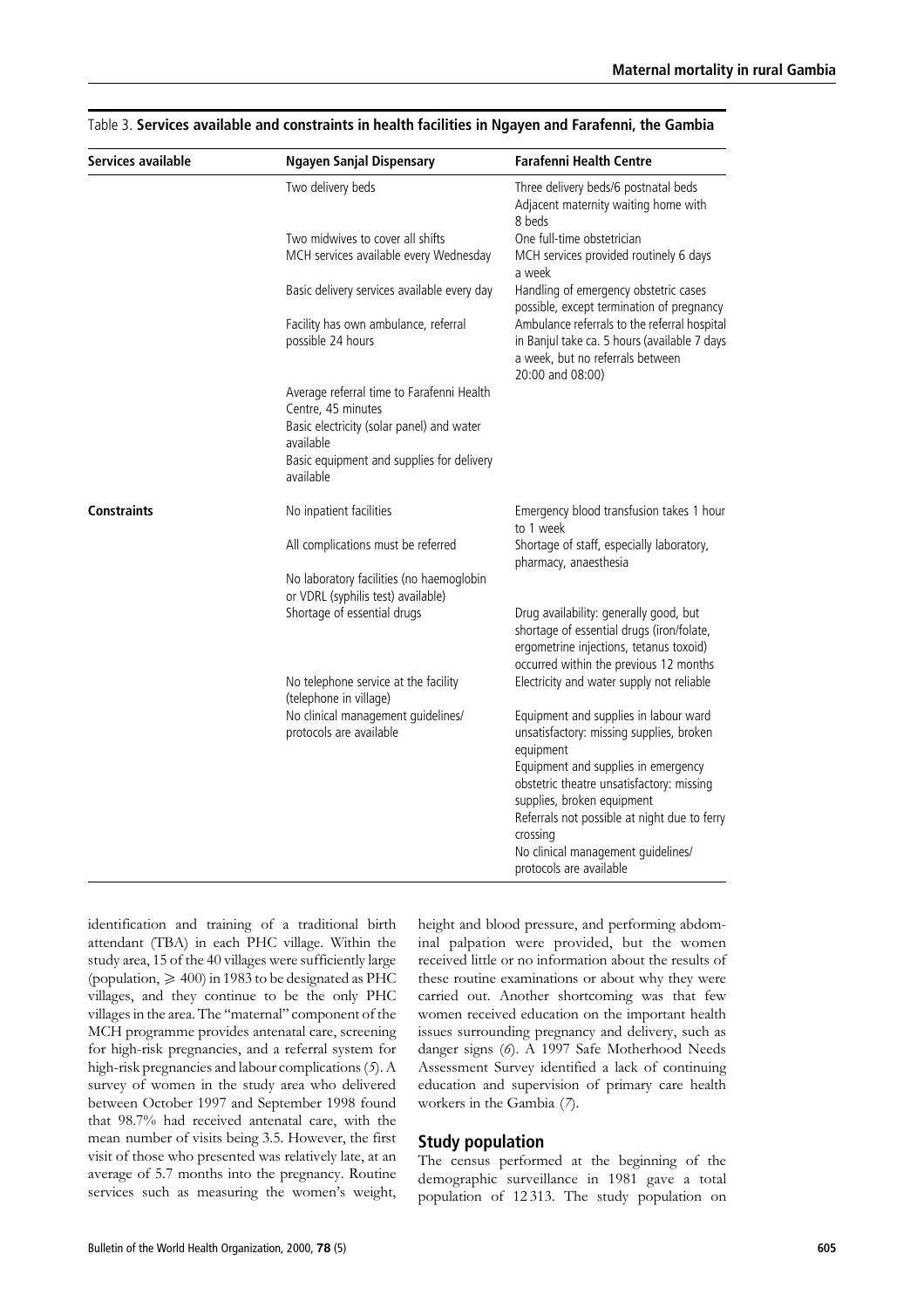Table 3. **Services available and constraints in health facilities in Ngayen and Farafenni, the Gambia**

| Services available | Ngayen Sanjal Dispensary | Farafenni Health Centre |
|---|---|---|
| | Two delivery beds | Three delivery beds/6 postnatal beds Adjacent maternity waiting home with 8 beds |
| | Two midwives to cover all shifts | One full-time obstetrician |
| | MCH services available every Wednesday | MCH services provided routinely 6 days a week |
| | Basic delivery services available every day | Handling of emergency obstetric cases possible, except termination of pregnancy |
| | Facility has own ambulance, referral possible 24 hours | Ambulance referrals to the referral hospital in Banjul take ca. 5 hours (available 7 days a week, but no referrals between 20:00 and 08:00) |
| | Average referral time to Farafenni Health Centre, 45 minutes | |
| | Basic electricity (solar panel) and water available | |
| | Basic equipment and supplies for delivery available | |
| **Constraints** | No inpatient facilities | Emergency blood transfusion takes 1 hour to 1 week |
| | All complications must be referred | Shortage of staff, especially laboratory, pharmacy, anaesthesia |
| | No laboratory facilities (no haemoglobin or VDRL (syphilis test) available) | |
| | Shortage of essential drugs | Drug availability: generally good, but shortage of essential drugs (iron/folate, ergometrine injections, tetanus toxoid) occurred within the previous 12 months |
| | No telephone service at the facility (telephone in village) | Electricity and water supply not reliable |
| | No clinical management guidelines/ protocols are available | Equipment and supplies in labour ward unsatisfactory: missing supplies, broken equipment |
| | | Equipment and supplies in emergency obstetric theatre unsatisfactory: missing supplies, broken equipment |
| | | Referrals not possible at night due to ferry crossing |
| | | No clinical management guidelines/ protocols are available |

identification and training of a traditional birth attendant (TBA) in each PHC village. Within the study area, 15 of the 40 villages were sufficiently large (population, $\geqslant$ 400) in 1983 to be designated as PHC villages, and they continue to be the only PHC villages in the area. The "maternal" component of the MCH programme provides antenatal care, screening for high-risk pregnancies, and a referral system for high-risk pregnancies and labour complications (*5*). A survey of women in the study area who delivered between October 1997 and September 1998 found that 98.7% had received antenatal care, with the mean number of visits being 3.5. However, the first visit of those who presented was relatively late, at an average of 5.7 months into the pregnancy. Routine services such as measuring the women's weight, height and blood pressure, and performing abdominal palpation were provided, but the women received little or no information about the results of these routine examinations or about why they were carried out. Another shortcoming was that few women received education on the important health issues surrounding pregnancy and delivery, such as danger signs (*6*). A 1997 Safe Motherhood Needs Assessment Survey identified a lack of continuing education and supervision of primary care health workers in the Gambia (*7*).

## Study population

The census performed at the beginning of the demographic surveillance in 1981 gave a total population of 12 313. The study population on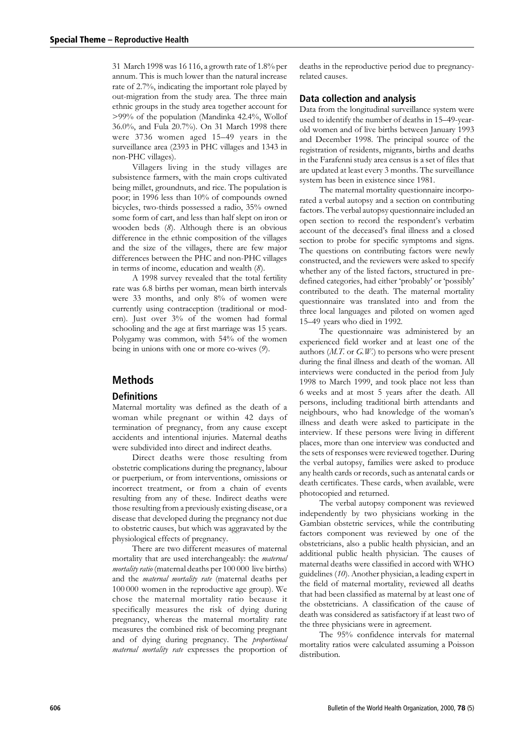31 March 1998 was 16 116, a growth rate of 1.8% per annum. This is much lower than the natural increase rate of 2.7%, indicating the important role played by out-migration from the study area. The three main ethnic groups in the study area together account for >99% of the population (Mandinka 42.4%, Wollof 36.0%, and Fula 20.7%). On 31 March 1998 there were 3736 women aged 15–49 years in the surveillance area (2393 in PHC villages and 1343 in non-PHC villages).

Villagers living in the study villages are subsistence farmers, with the main crops cultivated being millet, groundnuts, and rice. The population is poor; in 1996 less than 10% of compounds owned bicycles, two-thirds possessed a radio, 35% owned some form of cart, and less than half slept on iron or wooden beds (*8*). Although there is an obvious difference in the ethnic composition of the villages and the size of the villages, there are few major differences between the PHC and non-PHC villages in terms of income, education and wealth (*8*).

A 1998 survey revealed that the total fertility rate was 6.8 births per woman, mean birth intervals were 33 months, and only 8% of women were currently using contraception (traditional or modern). Just over 3% of the women had formal schooling and the age at first marriage was 15 years. Polygamy was common, with 54% of the women being in unions with one or more co-wives (*9*).

## Methods

### Definitions

Maternal mortality was defined as the death of a woman while pregnant or within 42 days of termination of pregnancy, from any cause except accidents and intentional injuries. Maternal deaths were subdivided into direct and indirect deaths.

Direct deaths were those resulting from obstetric complications during the pregnancy, labour or puerperium, or from interventions, omissions or incorrect treatment, or from a chain of events resulting from any of these. Indirect deaths were those resulting from a previously existing disease, or a disease that developed during the pregnancy not due to obstetric causes, but which was aggravated by the physiological effects of pregnancy.

There are two different measures of maternal mortality that are used interchangeably: the *maternal mortality ratio* (maternal deaths per 100 000 live births) and the *maternal mortality rate* (maternal deaths per 100 000 women in the reproductive age group). We chose the maternal mortality ratio because it specifically measures the risk of dying during pregnancy, whereas the maternal mortality rate measures the combined risk of becoming pregnant and of dying during pregnancy. The *proportional maternal mortality rate* expresses the proportion of deaths in the reproductive period due to pregnancy-related causes.

### Data collection and analysis

Data from the longitudinal surveillance system were used to identify the number of deaths in 15–49-year-old women and of live births between January 1993 and December 1998. The principal source of the registration of residents, migrants, births and deaths in the Farafenni study area census is a set of files that are updated at least every 3 months. The surveillance system has been in existence since 1981.

The maternal mortality questionnaire incorporated a verbal autopsy and a section on contributing factors. The verbal autopsy questionnaire included an open section to record the respondent's verbatim account of the deceased's final illness and a closed section to probe for specific symptoms and signs. The questions on contributing factors were newly constructed, and the reviewers were asked to specify whether any of the listed factors, structured in predefined categories, had either 'probably' or 'possibly' contributed to the death. The maternal mortality questionnaire was translated into and from the three local languages and piloted on women aged 15–49 years who died in 1992.

The questionnaire was administered by an experienced field worker and at least one of the authors (*M.T.* or *G.W.*) to persons who were present during the final illness and death of the woman. All interviews were conducted in the period from July 1998 to March 1999, and took place not less than 6 weeks and at most 5 years after the death. All persons, including traditional birth attendants and neighbours, who had knowledge of the woman's illness and death were asked to participate in the interview. If these persons were living in different places, more than one interview was conducted and the sets of responses were reviewed together. During the verbal autopsy, families were asked to produce any health cards or records, such as antenatal cards or death certificates. These cards, when available, were photocopied and returned.

The verbal autopsy component was reviewed independently by two physicians working in the Gambian obstetric services, while the contributing factors component was reviewed by one of the obstetricians, also a public health physician, and an additional public health physician. The causes of maternal deaths were classified in accord with WHO guidelines (*10*). Another physician, a leading expert in the field of maternal mortality, reviewed all deaths that had been classified as maternal by at least one of the obstetricians. A classification of the cause of death was considered as satisfactory if at least two of the three physicians were in agreement.

The 95% confidence intervals for maternal mortality ratios were calculated assuming a Poisson distribution.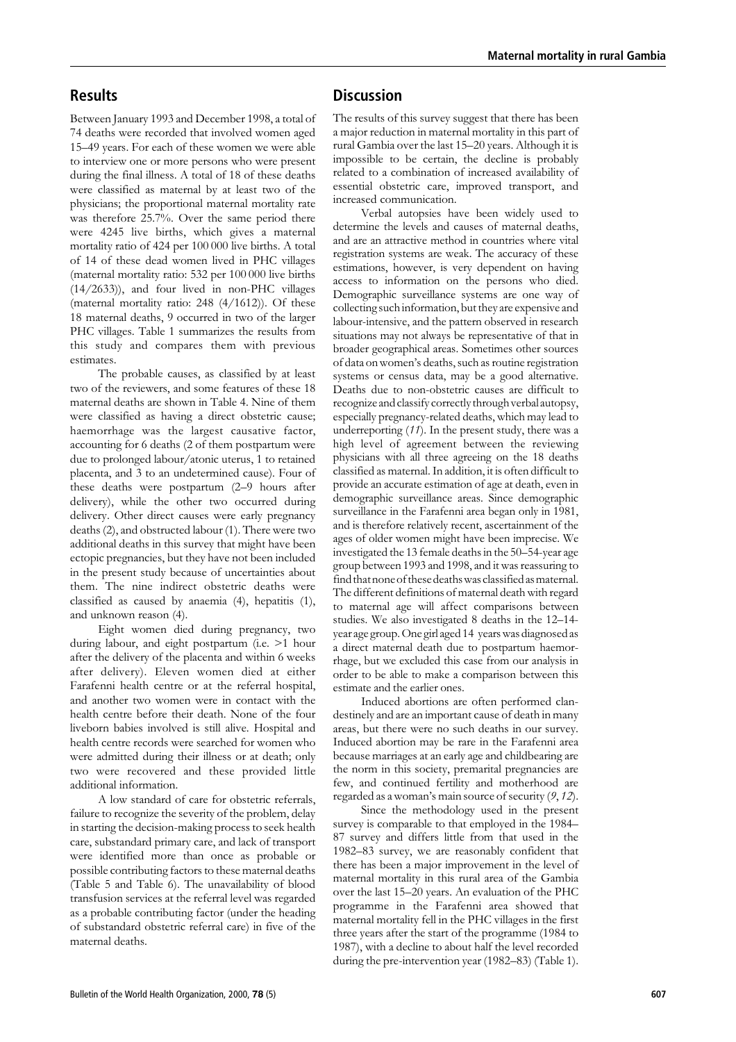## Results

Between January 1993 and December 1998, a total of 74 deaths were recorded that involved women aged 15–49 years. For each of these women we were able to interview one or more persons who were present during the final illness. A total of 18 of these deaths were classified as maternal by at least two of the physicians; the proportional maternal mortality rate was therefore 25.7%. Over the same period there were 4245 live births, which gives a maternal mortality ratio of 424 per 100 000 live births. A total of 14 of these dead women lived in PHC villages (maternal mortality ratio: 532 per 100 000 live births (14/2633)), and four lived in non-PHC villages (maternal mortality ratio: 248 (4/1612)). Of these 18 maternal deaths, 9 occurred in two of the larger PHC villages. Table 1 summarizes the results from this study and compares them with previous estimates.

The probable causes, as classified by at least two of the reviewers, and some features of these 18 maternal deaths are shown in Table 4. Nine of them were classified as having a direct obstetric cause; haemorrhage was the largest causative factor, accounting for 6 deaths (2 of them postpartum were due to prolonged labour/atonic uterus, 1 to retained placenta, and 3 to an undetermined cause). Four of these deaths were postpartum (2–9 hours after delivery), while the other two occurred during delivery. Other direct causes were early pregnancy deaths (2), and obstructed labour (1). There were two additional deaths in this survey that might have been ectopic pregnancies, but they have not been included in the present study because of uncertainties about them. The nine indirect obstetric deaths were classified as caused by anaemia (4), hepatitis (1), and unknown reason (4).

Eight women died during pregnancy, two during labour, and eight postpartum (i.e. >1 hour after the delivery of the placenta and within 6 weeks after delivery). Eleven women died at either Farafenni health centre or at the referral hospital, and another two women were in contact with the health centre before their death. None of the four liveborn babies involved is still alive. Hospital and health centre records were searched for women who were admitted during their illness or at death; only two were recovered and these provided little additional information.

A low standard of care for obstetric referrals, failure to recognize the severity of the problem, delay in starting the decision-making process to seek health care, substandard primary care, and lack of transport were identified more than once as probable or possible contributing factors to these maternal deaths (Table 5 and Table 6). The unavailability of blood transfusion services at the referral level was regarded as a probable contributing factor (under the heading of substandard obstetric referral care) in five of the maternal deaths.

## Discussion

The results of this survey suggest that there has been a major reduction in maternal mortality in this part of rural Gambia over the last 15–20 years. Although it is impossible to be certain, the decline is probably related to a combination of increased availability of essential obstetric care, improved transport, and increased communication.

Verbal autopsies have been widely used to determine the levels and causes of maternal deaths, and are an attractive method in countries where vital registration systems are weak. The accuracy of these estimations, however, is very dependent on having access to information on the persons who died. Demographic surveillance systems are one way of collecting such information, but they are expensive and labour-intensive, and the pattern observed in research situations may not always be representative of that in broader geographical areas. Sometimes other sources of data on women's deaths, such as routine registration systems or census data, may be a good alternative. Deaths due to non-obstetric causes are difficult to recognize and classify correctly through verbal autopsy, especially pregnancy-related deaths, which may lead to underreporting (*11*). In the present study, there was a high level of agreement between the reviewing physicians with all three agreeing on the 18 deaths classified as maternal. In addition, it is often difficult to provide an accurate estimation of age at death, even in demographic surveillance areas. Since demographic surveillance in the Farafenni area began only in 1981, and is therefore relatively recent, ascertainment of the ages of older women might have been imprecise. We investigated the 13 female deaths in the 50–54-year age group between 1993 and 1998, and it was reassuring to find that none of these deaths was classified as maternal. The different definitions of maternal death with regard to maternal age will affect comparisons between studies. We also investigated 8 deaths in the 12–14-year age group. One girl aged 14 years was diagnosed as a direct maternal death due to postpartum haemorrhage, but we excluded this case from our analysis in order to be able to make a comparison between this estimate and the earlier ones.

Induced abortions are often performed clandestinely and are an important cause of death in many areas, but there were no such deaths in our survey. Induced abortion may be rare in the Farafenni area because marriages at an early age and childbearing are the norm in this society, premarital pregnancies are few, and continued fertility and motherhood are regarded as a woman's main source of security (*9*, *12*).

Since the methodology used in the present survey is comparable to that employed in the 1984–87 survey and differs little from that used in the 1982–83 survey, we are reasonably confident that there has been a major improvement in the level of maternal mortality in this rural area of the Gambia over the last 15–20 years. An evaluation of the PHC programme in the Farafenni area showed that maternal mortality fell in the PHC villages in the first three years after the start of the programme (1984 to 1987), with a decline to about half the level recorded during the pre-intervention year (1982–83) (Table 1).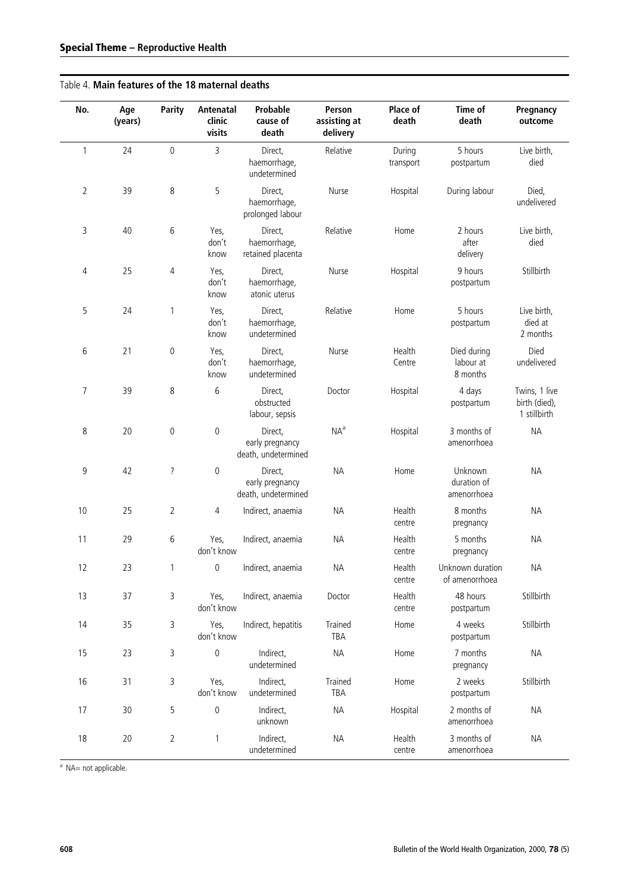Table 4. **Main features of the 18 maternal deaths**

| No. | Age (years) | Parity | Antenatal clinic visits | Probable cause of death | Person assisting at delivery | Place of death | Time of death | Pregnancy outcome |
|---|---|---|---|---|---|---|---|---|
| 1 | 24 | 0 | 3 | Direct, haemorrhage, undetermined | Relative | During transport | 5 hours postpartum | Live birth, died |
| 2 | 39 | 8 | 5 | Direct, haemorrhage, prolonged labour | Nurse | Hospital | During labour | Died, undelivered |
| 3 | 40 | 6 | Yes, don't know | Direct, haemorrhage, retained placenta | Relative | Home | 2 hours after delivery | Live birth, died |
| 4 | 25 | 4 | Yes, don't know | Direct, haemorrhage, atonic uterus | Nurse | Hospital | 9 hours postpartum | Stillbirth |
| 5 | 24 | 1 | Yes, don't know | Direct, haemorrhage, undetermined | Relative | Home | 5 hours postpartum | Live birth, died at 2 months |
| 6 | 21 | 0 | Yes, don't know | Direct, haemorrhage, undetermined | Nurse | Health Centre | Died during labour at 8 months | Died undelivered |
| 7 | 39 | 8 | 6 | Direct, obstructed labour, sepsis | Doctor | Hospital | 4 days postpartum | Twins, 1 live birth (died), 1 stillbirth |
| 8 | 20 | 0 | 0 | Direct, early pregnancy death, undetermined | NA[a] | Hospital | 3 months of amenorrhoea | NA |
| 9 | 42 | ? | 0 | Direct, early pregnancy death, undetermined | NA | Home | Unknown duration of amenorrhoea | NA |
| 10 | 25 | 2 | 4 | Indirect, anaemia | NA | Health centre | 8 months pregnancy | NA |
| 11 | 29 | 6 | Yes, don't know | Indirect, anaemia | NA | Health centre | 5 months pregnancy | NA |
| 12 | 23 | 1 | 0 | Indirect, anaemia | NA | Health centre | Unknown duration of amenorrhoea | NA |
| 13 | 37 | 3 | Yes, don't know | Indirect, anaemia | Doctor | Health centre | 48 hours postpartum | Stillbirth |
| 14 | 35 | 3 | Yes, don't know | Indirect, hepatitis | Trained TBA | Home | 4 weeks postpartum | Stillbirth |
| 15 | 23 | 3 | 0 | Indirect, undetermined | NA | Home | 7 months pregnancy | NA |
| 16 | 31 | 3 | Yes, don't know | Indirect, undetermined | Trained TBA | Home | 2 weeks postpartum | Stillbirth |
| 17 | 30 | 5 | 0 | Indirect, unknown | NA | Hospital | 2 months of amenorrhoea | NA |
| 18 | 20 | 2 | 1 | Indirect, undetermined | NA | Health centre | 3 months of amenorrhoea | NA |

[a] NA= not applicable.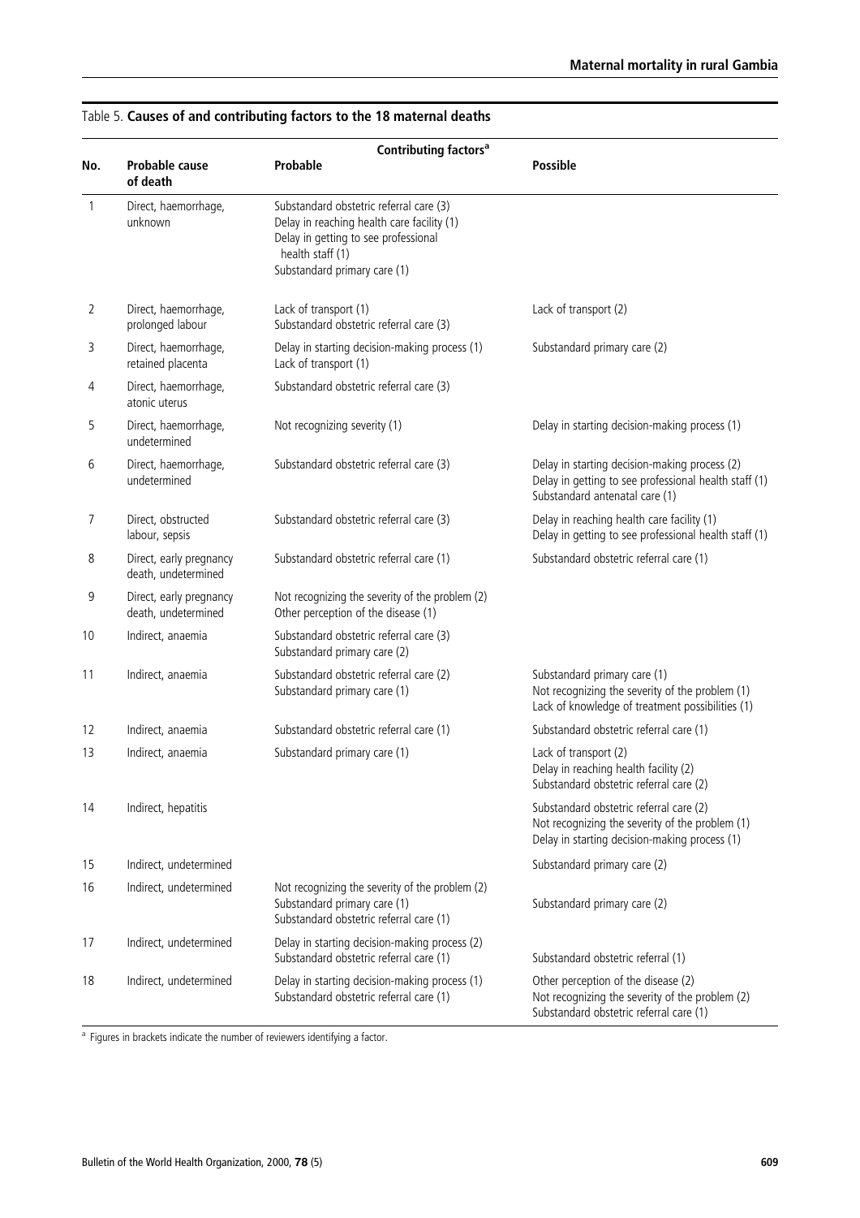Table 5. **Causes of and contributing factors to the 18 maternal deaths**

| No. | Probable cause of death | Contributing factors[a] | |
|---|---|---|---|
| | | **Probable** | **Possible** |
| 1 | Direct, haemorrhage, unknown | Substandard obstetric referral care (3)<br>Delay in reaching health care facility (1)<br>Delay in getting to see professional health staff (1)<br>Substandard primary care (1) | |
| 2 | Direct, haemorrhage, prolonged labour | Lack of transport (1)<br>Substandard obstetric referral care (3) | Lack of transport (2) |
| 3 | Direct, haemorrhage, retained placenta | Delay in starting decision-making process (1)<br>Lack of transport (1) | Substandard primary care (2) |
| 4 | Direct, haemorrhage, atonic uterus | Substandard obstetric referral care (3) | |
| 5 | Direct, haemorrhage, undetermined | Not recognizing severity (1) | Delay in starting decision-making process (1) |
| 6 | Direct, haemorrhage, undetermined | Substandard obstetric referral care (3) | Delay in starting decision-making process (2)<br>Delay in getting to see professional health staff (1)<br>Substandard antenatal care (1) |
| 7 | Direct, obstructed labour, sepsis | Substandard obstetric referral care (3) | Delay in reaching health care facility (1)<br>Delay in getting to see professional health staff (1) |
| 8 | Direct, early pregnancy death, undetermined | Substandard obstetric referral care (1) | Substandard obstetric referral care (1) |
| 9 | Direct, early pregnancy death, undetermined | Not recognizing the severity of the problem (2)<br>Other perception of the disease (1) | |
| 10 | Indirect, anaemia | Substandard obstetric referral care (3)<br>Substandard primary care (2) | |
| 11 | Indirect, anaemia | Substandard obstetric referral care (2)<br>Substandard primary care (1) | Substandard primary care (1)<br>Not recognizing the severity of the problem (1)<br>Lack of knowledge of treatment possibilities (1) |
| 12 | Indirect, anaemia | Substandard obstetric referral care (1) | Substandard obstetric referral care (1) |
| 13 | Indirect, anaemia | Substandard primary care (1) | Lack of transport (2)<br>Delay in reaching health facility (2)<br>Substandard obstetric referral care (2) |
| 14 | Indirect, hepatitis | | Substandard obstetric referral care (2)<br>Not recognizing the severity of the problem (1)<br>Delay in starting decision-making process (1) |
| 15 | Indirect, undetermined | | Substandard primary care (2) |
| 16 | Indirect, undetermined | Not recognizing the severity of the problem (2)<br>Substandard primary care (1)<br>Substandard obstetric referral care (1) | Substandard primary care (2) |
| 17 | Indirect, undetermined | Delay in starting decision-making process (2)<br>Substandard obstetric referral care (1) | Substandard obstetric referral (1) |
| 18 | Indirect, undetermined | Delay in starting decision-making process (1)<br>Substandard obstetric referral care (1) | Other perception of the disease (2)<br>Not recognizing the severity of the problem (2)<br>Substandard obstetric referral care (1) |

[a] Figures in brackets indicate the number of reviewers identifying a factor.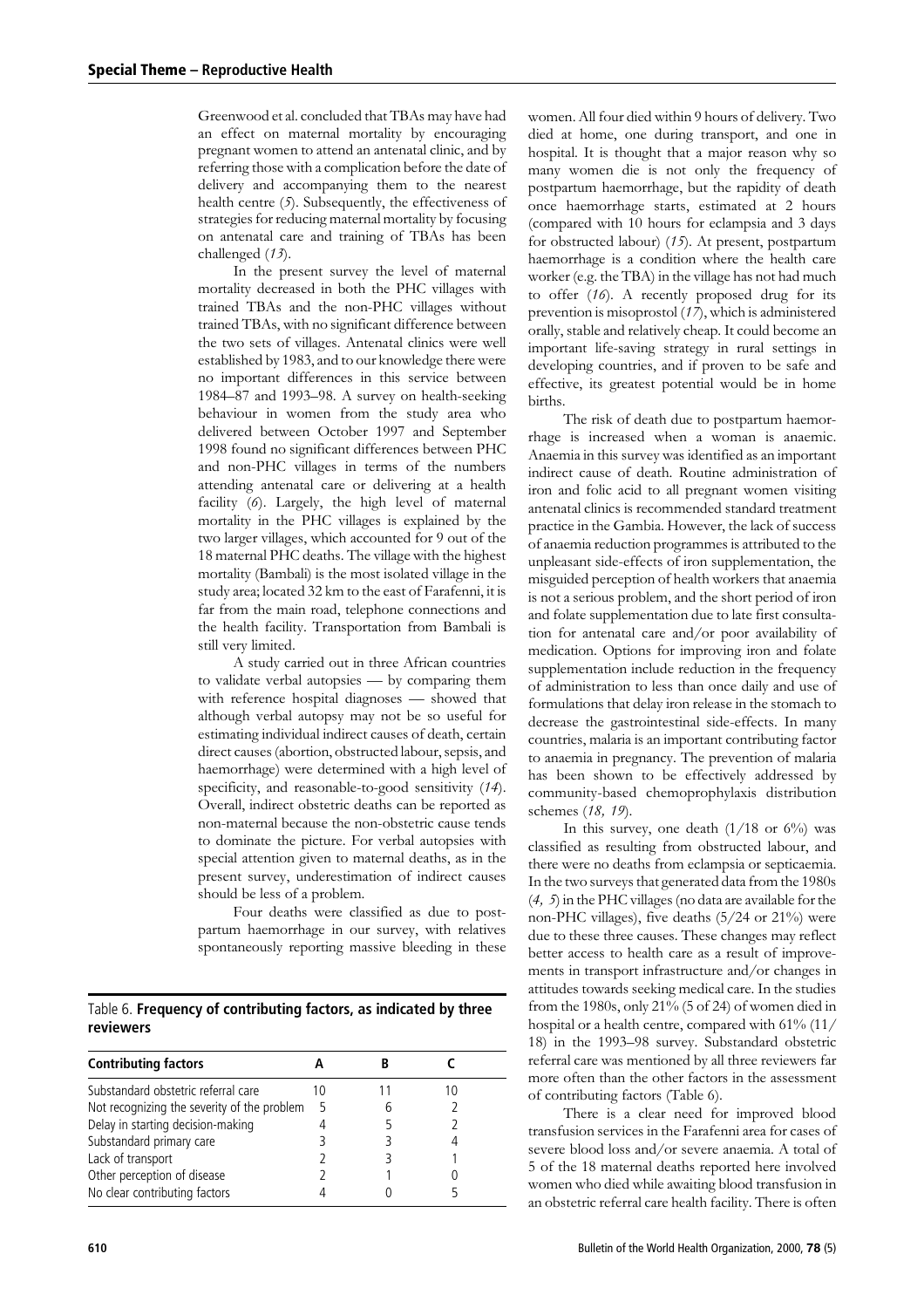Greenwood et al. concluded that TBAs may have had an effect on maternal mortality by encouraging pregnant women to attend an antenatal clinic, and by referring those with a complication before the date of delivery and accompanying them to the nearest health centre (*5*). Subsequently, the effectiveness of strategies for reducing maternal mortality by focusing on antenatal care and training of TBAs has been challenged (*13*).

In the present survey the level of maternal mortality decreased in both the PHC villages with trained TBAs and the non-PHC villages without trained TBAs, with no significant difference between the two sets of villages. Antenatal clinics were well established by 1983, and to our knowledge there were no important differences in this service between 1984–87 and 1993–98. A survey on health-seeking behaviour in women from the study area who delivered between October 1997 and September 1998 found no significant differences between PHC and non-PHC villages in terms of the numbers attending antenatal care or delivering at a health facility (*6*). Largely, the high level of maternal mortality in the PHC villages is explained by the two larger villages, which accounted for 9 out of the 18 maternal PHC deaths. The village with the highest mortality (Bambali) is the most isolated village in the study area; located 32 km to the east of Farafenni, it is far from the main road, telephone connections and the health facility. Transportation from Bambali is still very limited.

A study carried out in three African countries to validate verbal autopsies — by comparing them with reference hospital diagnoses — showed that although verbal autopsy may not be so useful for estimating individual indirect causes of death, certain direct causes (abortion, obstructed labour, sepsis, and haemorrhage) were determined with a high level of specificity, and reasonable-to-good sensitivity (*14*). Overall, indirect obstetric deaths can be reported as non-maternal because the non-obstetric cause tends to dominate the picture. For verbal autopsies with special attention given to maternal deaths, as in the present survey, underestimation of indirect causes should be less of a problem.

Four deaths were classified as due to postpartum haemorrhage in our survey, with relatives spontaneously reporting massive bleeding in these women. All four died within 9 hours of delivery. Two died at home, one during transport, and one in hospital. It is thought that a major reason why so many women die is not only the frequency of postpartum haemorrhage, but the rapidity of death once haemorrhage starts, estimated at 2 hours (compared with 10 hours for eclampsia and 3 days for obstructed labour) (*15*). At present, postpartum haemorrhage is a condition where the health care worker (e.g. the TBA) in the village has not had much to offer (*16*). A recently proposed drug for its prevention is misoprostol (*17*), which is administered orally, stable and relatively cheap. It could become an important life-saving strategy in rural settings in developing countries, and if proven to be safe and effective, its greatest potential would be in home births.

The risk of death due to postpartum haemorrhage is increased when a woman is anaemic. Anaemia in this survey was identified as an important indirect cause of death. Routine administration of iron and folic acid to all pregnant women visiting antenatal clinics is recommended standard treatment practice in the Gambia. However, the lack of success of anaemia reduction programmes is attributed to the unpleasant side-effects of iron supplementation, the misguided perception of health workers that anaemia is not a serious problem, and the short period of iron and folate supplementation due to late first consultation for antenatal care and/or poor availability of medication. Options for improving iron and folate supplementation include reduction in the frequency of administration to less than once daily and use of formulations that delay iron release in the stomach to decrease the gastrointestinal side-effects. In many countries, malaria is an important contributing factor to anaemia in pregnancy. The prevention of malaria has been shown to be effectively addressed by community-based chemoprophylaxis distribution schemes (*18, 19*).

In this survey, one death (1/18 or 6%) was classified as resulting from obstructed labour, and there were no deaths from eclampsia or septicaemia. In the two surveys that generated data from the 1980s (*4, 5*) in the PHC villages (no data are available for the non-PHC villages), five deaths (5/24 or 21%) were due to these three causes. These changes may reflect better access to health care as a result of improvements in transport infrastructure and/or changes in attitudes towards seeking medical care. In the studies from the 1980s, only 21% (5 of 24) of women died in hospital or a health centre, compared with 61% (11/18) in the 1993–98 survey. Substandard obstetric referral care was mentioned by all three reviewers far more often than the other factors in the assessment of contributing factors (Table 6).

There is a clear need for improved blood transfusion services in the Farafenni area for cases of severe blood loss and/or severe anaemia. A total of 5 of the 18 maternal deaths reported here involved women who died while awaiting blood transfusion in an obstetric referral care health facility. There is often

Table 6. **Frequency of contributing factors, as indicated by three reviewers**

| Contributing factors | A | B | C |
|---|---|---|---|
| Substandard obstetric referral care | 10 | 11 | 10 |
| Not recognizing the severity of the problem | 5 | 6 | 2 |
| Delay in starting decision-making | 4 | 5 | 2 |
| Substandard primary care | 3 | 3 | 4 |
| Lack of transport | 2 | 3 | 1 |
| Other perception of disease | 2 | 1 | 0 |
| No clear contributing factors | 4 | 0 | 5 |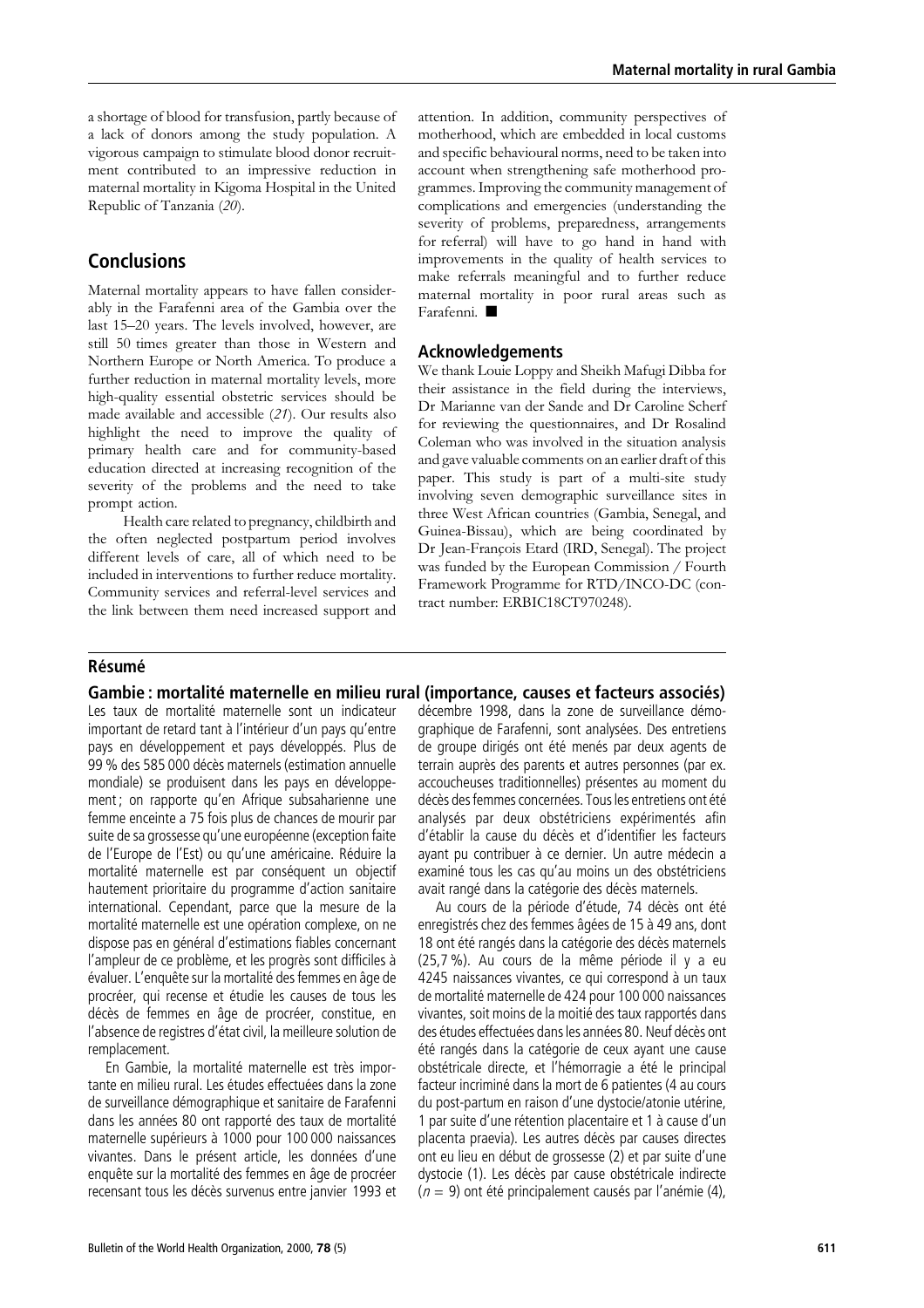a shortage of blood for transfusion, partly because of a lack of donors among the study population. A vigorous campaign to stimulate blood donor recruitment contributed to an impressive reduction in maternal mortality in Kigoma Hospital in the United Republic of Tanzania (*20*).

## Conclusions

Maternal mortality appears to have fallen considerably in the Farafenni area of the Gambia over the last 15–20 years. The levels involved, however, are still 50 times greater than those in Western and Northern Europe or North America. To produce a further reduction in maternal mortality levels, more high-quality essential obstetric services should be made available and accessible (*21*). Our results also highlight the need to improve the quality of primary health care and for community-based education directed at increasing recognition of the severity of the problems and the need to take prompt action.

Health care related to pregnancy, childbirth and the often neglected postpartum period involves different levels of care, all of which need to be included in interventions to further reduce mortality. Community services and referral-level services and the link between them need increased support and attention. In addition, community perspectives of motherhood, which are embedded in local customs and specific behavioural norms, need to be taken into account when strengthening safe motherhood programmes. Improving the community management of complications and emergencies (understanding the severity of problems, preparedness, arrangements for referral) will have to go hand in hand with improvements in the quality of health services to make referrals meaningful and to further reduce maternal mortality in poor rural areas such as Farafenni. ■

### Acknowledgements

We thank Louie Loppy and Sheikh Mafugi Dibba for their assistance in the field during the interviews, Dr Marianne van der Sande and Dr Caroline Scherf for reviewing the questionnaires, and Dr Rosalind Coleman who was involved in the situation analysis and gave valuable comments on an earlier draft of this paper. This study is part of a multi-site study involving seven demographic surveillance sites in three West African countries (Gambia, Senegal, and Guinea-Bissau), which are being coordinated by Dr Jean-François Etard (IRD, Senegal). The project was funded by the European Commission / Fourth Framework Programme for RTD/INCO-DC (contract number: ERBIC18CT970248).

## Résumé

### Gambie : mortalité maternelle en milieu rural (importance, causes et facteurs associés)

Les taux de mortalité maternelle sont un indicateur important de retard tant à l'intérieur d'un pays qu'entre pays en développement et pays développés. Plus de 99 % des 585 000 décès maternels (estimation annuelle mondiale) se produisent dans les pays en développement ; on rapporte qu'en Afrique subsaharienne une femme enceinte a 75 fois plus de chances de mourir par suite de sa grossesse qu'une européenne (exception faite de l'Europe de l'Est) ou qu'une américaine. Réduire la mortalité maternelle est par conséquent un objectif hautement prioritaire du programme d'action sanitaire international. Cependant, parce que la mesure de la mortalité maternelle est une opération complexe, on ne dispose pas en général d'estimations fiables concernant l'ampleur de ce problème, et les progrès sont difficiles à évaluer. L'enquête sur la mortalité des femmes en âge de procréer, qui recense et étudie les causes de tous les décès de femmes en âge de procréer, constitue, en l'absence de registres d'état civil, la meilleure solution de remplacement.

En Gambie, la mortalité maternelle est très importante en milieu rural. Les études effectuées dans la zone de surveillance démographique et sanitaire de Farafenni dans les années 80 ont rapporté des taux de mortalité maternelle supérieurs à 1000 pour 100 000 naissances vivantes. Dans le présent article, les données d'une enquête sur la mortalité des femmes en âge de procréer recensant tous les décès survenus entre janvier 1993 et décembre 1998, dans la zone de surveillance démographique de Farafenni, sont analysées. Des entretiens de groupe dirigés ont été menés par deux agents de terrain auprès des parents et autres personnes (par ex. accoucheuses traditionnelles) présentes au moment du décès des femmes concernées. Tous les entretiens ont été analysés par deux obstétriciens expérimentés afin d'établir la cause du décès et d'identifier les facteurs ayant pu contribuer à ce dernier. Un autre médecin a examiné tous les cas qu'au moins un des obstétriciens avait rangé dans la catégorie des décès maternels.

Au cours de la période d'étude, 74 décès ont été enregistrés chez des femmes âgées de 15 à 49 ans, dont 18 ont été rangés dans la catégorie des décès maternels (25,7 %). Au cours de la même période il y a eu 4245 naissances vivantes, ce qui correspond à un taux de mortalité maternelle de 424 pour 100 000 naissances vivantes, soit moins de la moitié des taux rapportés dans des études effectuées dans les années 80. Neuf décès ont été rangés dans la catégorie de ceux ayant une cause obstétricale directe, et l'hémorragie a été le principal facteur incriminé dans la mort de 6 patientes (4 au cours du post-partum en raison d'une dystocie/atonie utérine, 1 par suite d'une rétention placentaire et 1 à cause d'un placenta praevia). Les autres décès par causes directes ont eu lieu en début de grossesse (2) et par suite d'une dystocie (1). Les décès par cause obstétricale indirecte ($n = 9$) ont été principalement causés par l'anémie (4),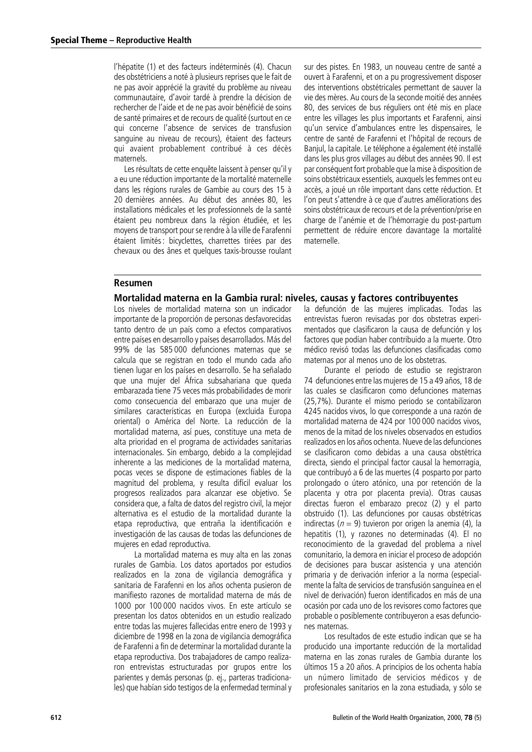l'hépatite (1) et des facteurs indéterminés (4). Chacun des obstétriciens a noté à plusieurs reprises que le fait de ne pas avoir apprécié la gravité du problème au niveau communautaire, d'avoir tardé à prendre la décision de rechercher de l'aide et de ne pas avoir bénéficié de soins de santé primaires et de recours de qualité (surtout en ce qui concerne l'absence de services de transfusion sanguine au niveau de recours), étaient des facteurs qui avaient probablement contribué à ces décès maternels.

Les résultats de cette enquête laissent à penser qu'il y a eu une réduction importante de la mortalité maternelle dans les régions rurales de Gambie au cours des 15 à 20 dernières années. Au début des années 80, les installations médicales et les professionnels de la santé étaient peu nombreux dans la région étudiée, et les moyens de transport pour se rendre à la ville de Farafenni étaient limités : bicyclettes, charrettes tirées par des chevaux ou des ânes et quelques taxis-brousse roulant sur des pistes. En 1983, un nouveau centre de santé a ouvert à Farafenni, et on a pu progressivement disposer des interventions obstétricales permettant de sauver la vie des mères. Au cours de la seconde moitié des années 80, des services de bus réguliers ont été mis en place entre les villages les plus importants et Farafenni, ainsi qu'un service d'ambulances entre les dispensaires, le centre de santé de Farafenni et l'hôpital de recours de Banjul, la capitale. Le téléphone a également été installé dans les plus gros villages au début des années 90. Il est par conséquent fort probable que la mise à disposition de soins obstétricaux essentiels, auxquels les femmes ont eu accès, a joué un rôle important dans cette réduction. Et l'on peut s'attendre à ce que d'autres améliorations des soins obstétricaux de recours et de la prévention/prise en charge de l'anémie et de l'hémorragie du post-partum permettent de réduire encore davantage la mortalité maternelle.

## Resumen

### Mortalidad materna en la Gambia rural: niveles, causas y factores contribuyentes

Los niveles de mortalidad materna son un indicador importante de la proporción de personas desfavorecidas tanto dentro de un país como a efectos comparativos entre países en desarrollo y países desarrollados. Más del 99% de las 585 000 defunciones maternas que se calcula que se registran en todo el mundo cada año tienen lugar en los países en desarrollo. Se ha señalado que una mujer del África subsahariana que queda embarazada tiene 75 veces más probabilidades de morir como consecuencia del embarazo que una mujer de similares características en Europa (excluida Europa oriental) o América del Norte. La reducción de la mortalidad materna, así pues, constituye una meta de alta prioridad en el programa de actividades sanitarias internacionales. Sin embargo, debido a la complejidad inherente a las mediciones de la mortalidad materna, pocas veces se dispone de estimaciones fiables de la magnitud del problema, y resulta difícil evaluar los progresos realizados para alcanzar ese objetivo. Se considera que, a falta de datos del registro civil, la mejor alternativa es el estudio de la mortalidad durante la etapa reproductiva, que entraña la identificación e investigación de las causas de todas las defunciones de mujeres en edad reproductiva.

La mortalidad materna es muy alta en las zonas rurales de Gambia. Los datos aportados por estudios realizados en la zona de vigilancia demográfica y sanitaria de Farafenni en los años ochenta pusieron de manifiesto razones de mortalidad materna de más de 1000 por 100 000 nacidos vivos. En este artículo se presentan los datos obtenidos en un estudio realizado entre todas las mujeres fallecidas entre enero de 1993 y diciembre de 1998 en la zona de vigilancia demográfica de Farafenni a fin de determinar la mortalidad durante la etapa reproductiva. Dos trabajadores de campo realizaron entrevistas estructuradas por grupos entre los parientes y demás personas (p. ej., parteras tradicionales) que habían sido testigos de la enfermedad terminal y la defunción de las mujeres implicadas. Todas las entrevistas fueron revisadas por dos obstetras experimentados que clasificaron la causa de defunción y los factores que podían haber contribuido a la muerte. Otro médico revisó todas las defunciones clasificadas como maternas por al menos uno de los obstetras.

Durante el periodo de estudio se registraron 74 defunciones entre las mujeres de 15 a 49 años, 18 de las cuales se clasificaron como defunciones maternas (25,7%). Durante el mismo periodo se contabilizaron 4245 nacidos vivos, lo que corresponde a una razón de mortalidad materna de 424 por 100 000 nacidos vivos, menos de la mitad de los niveles observados en estudios realizados en los años ochenta. Nueve de las defunciones se clasificaron como debidas a una causa obstétrica directa, siendo el principal factor causal la hemorragia, que contribuyó a 6 de las muertes (4 posparto por parto prolongado o útero atónico, una por retención de la placenta y otra por placenta previa). Otras causas directas fueron el embarazo precoz (2) y el parto obstruido (1). Las defunciones por causas obstétricas indirectas ($n = 9$) tuvieron por origen la anemia (4), la hepatitis (1), y razones no determinadas (4). El no reconocimiento de la gravedad del problema a nivel comunitario, la demora en iniciar el proceso de adopción de decisiones para buscar asistencia y una atención primaria y de derivación inferior a la norma (especialmente la falta de servicios de transfusión sanguínea en el nivel de derivación) fueron identificados en más de una ocasión por cada uno de los revisores como factores que probable o posiblemente contribuyeron a esas defunciones maternas.

Los resultados de este estudio indican que se ha producido una importante reducción de la mortalidad materna en las zonas rurales de Gambia durante los últimos 15 a 20 años. A principios de los ochenta había un número limitado de servicios médicos y de profesionales sanitarios en la zona estudiada, y sólo se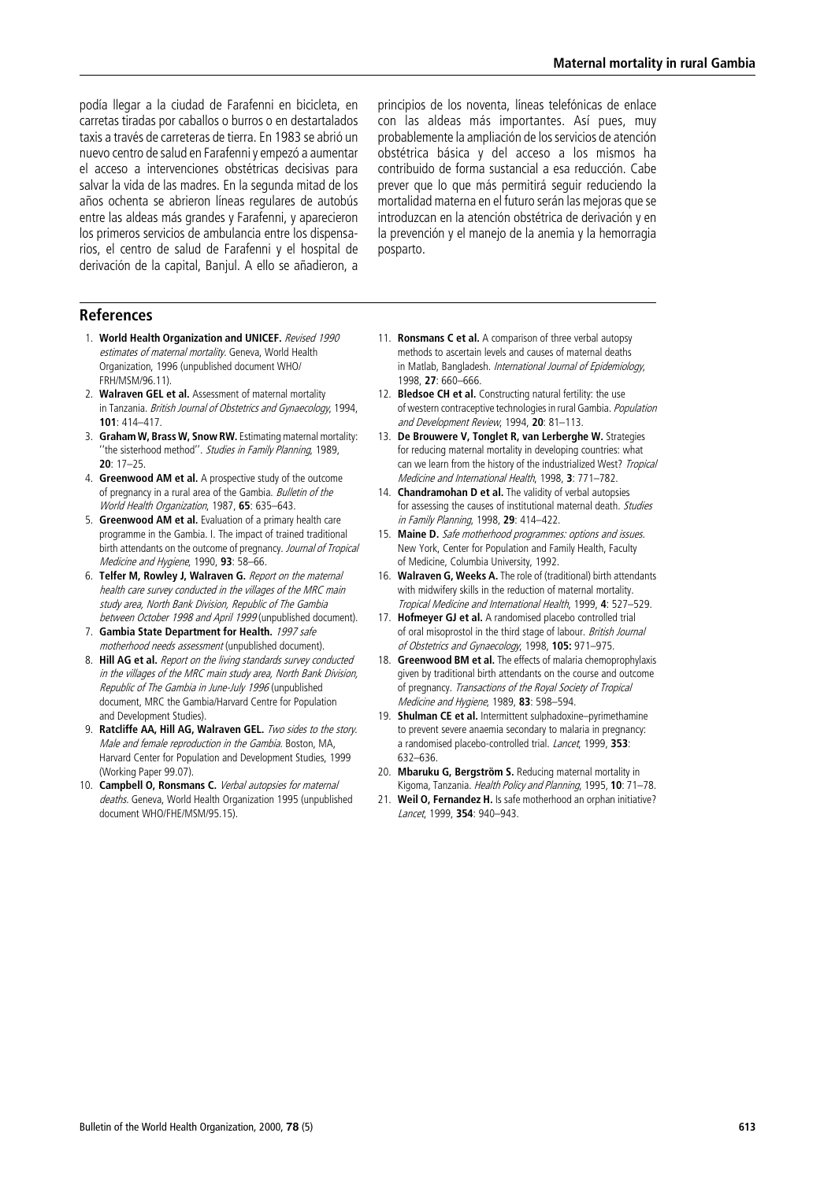podía llegar a la ciudad de Farafenni en bicicleta, en carretas tiradas por caballos o burros o en destartalados taxis a través de carreteras de tierra. En 1983 se abrió un nuevo centro de salud en Farafenni y empezó a aumentar el acceso a intervenciones obstétricas decisivas para salvar la vida de las madres. En la segunda mitad de los años ochenta se abrieron líneas regulares de autobús entre las aldeas más grandes y Farafenni, y aparecieron los primeros servicios de ambulancia entre los dispensarios, el centro de salud de Farafenni y el hospital de derivación de la capital, Banjul. A ello se añadieron, a principios de los noventa, líneas telefónicas de enlace con las aldeas más importantes. Así pues, muy probablemente la ampliación de los servicios de atención obstétrica básica y del acceso a los mismos ha contribuido de forma sustancial a esa reducción. Cabe prever que lo que más permitirá seguir reduciendo la mortalidad materna en el futuro serán las mejoras que se introduzcan en la atención obstétrica de derivación y en la prevención y el manejo de la anemia y la hemorragia posparto.

## References

1. **World Health Organization and UNICEF.** *Revised 1990 estimates of maternal mortality.* Geneva, World Health Organization, 1996 (unpublished document WHO/FRH/MSM/96.11).
2. **Walraven GEL et al.** Assessment of maternal mortality in Tanzania. *British Journal of Obstetrics and Gynaecology*, 1994, **101**: 414–417.
3. **Graham W, Brass W, Snow RW.** Estimating maternal mortality: ''the sisterhood method''. *Studies in Family Planning*, 1989, **20**: 17–25.
4. **Greenwood AM et al.** A prospective study of the outcome of pregnancy in a rural area of the Gambia. *Bulletin of the World Health Organization*, 1987, **65**: 635–643.
5. **Greenwood AM et al.** Evaluation of a primary health care programme in the Gambia. I. The impact of trained traditional birth attendants on the outcome of pregnancy. *Journal of Tropical Medicine and Hygiene*, 1990, **93**: 58–66.
6. **Telfer M, Rowley J, Walraven G.** *Report on the maternal health care survey conducted in the villages of the MRC main study area, North Bank Division, Republic of The Gambia between October 1998 and April 1999* (unpublished document).
7. **Gambia State Department for Health.** *1997 safe motherhood needs assessment* (unpublished document).
8. **Hill AG et al.** *Report on the living standards survey conducted in the villages of the MRC main study area, North Bank Division, Republic of The Gambia in June-July 1996* (unpublished document, MRC the Gambia/Harvard Centre for Population and Development Studies).
9. **Ratcliffe AA, Hill AG, Walraven GEL.** *Two sides to the story. Male and female reproduction in the Gambia.* Boston, MA, Harvard Center for Population and Development Studies, 1999 (Working Paper 99.07).
10. **Campbell O, Ronsmans C.** *Verbal autopsies for maternal deaths.* Geneva, World Health Organization 1995 (unpublished document WHO/FHE/MSM/95.15).
11. **Ronsmans C et al.** A comparison of three verbal autopsy methods to ascertain levels and causes of maternal deaths in Matlab, Bangladesh. *International Journal of Epidemiology*, 1998, **27**: 660–666.
12. **Bledsoe CH et al.** Constructing natural fertility: the use of western contraceptive technologies in rural Gambia. *Population and Development Review*, 1994, **20**: 81–113.
13. **De Brouwere V, Tonglet R, van Lerberghe W.** Strategies for reducing maternal mortality in developing countries: what can we learn from the history of the industrialized West? *Tropical Medicine and International Health*, 1998, **3**: 771–782.
14. **Chandramohan D et al.** The validity of verbal autopsies for assessing the causes of institutional maternal death. *Studies in Family Planning*, 1998, **29**: 414–422.
15. **Maine D.** *Safe motherhood programmes: options and issues.* New York, Center for Population and Family Health, Faculty of Medicine, Columbia University, 1992.
16. **Walraven G, Weeks A.** The role of (traditional) birth attendants with midwifery skills in the reduction of maternal mortality. *Tropical Medicine and International Health*, 1999, **4**: 527–529.
17. **Hofmeyer GJ et al.** A randomised placebo controlled trial of oral misoprostol in the third stage of labour. *British Journal of Obstetrics and Gynaecology*, 1998, **105:** 971–975.
18. **Greenwood BM et al.** The effects of malaria chemoprophylaxis given by traditional birth attendants on the course and outcome of pregnancy. *Transactions of the Royal Society of Tropical Medicine and Hygiene*, 1989, **83**: 598–594.
19. **Shulman CE et al.** Intermittent sulphadoxine–pyrimethamine to prevent severe anaemia secondary to malaria in pregnancy: a randomised placebo-controlled trial. *Lancet*, 1999, **353**: 632–636.
20. **Mbaruku G, Bergström S.** Reducing maternal mortality in Kigoma, Tanzania. *Health Policy and Planning*, 1995, **10**: 71–78.
21. **Weil O, Fernandez H.** Is safe motherhood an orphan initiative? *Lancet*, 1999, **354**: 940–943.